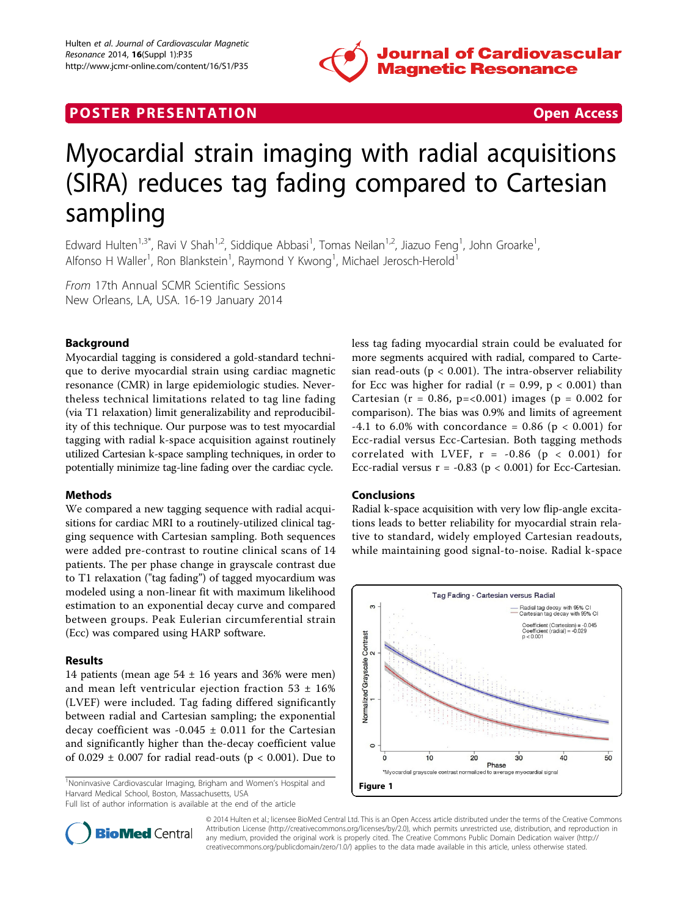POSTER PRESENTATION Open Access

# Myocardial strain imaging with radial acquisitions (SIRA) reduces tag fading compared to Cartesian sampling

Edward Hulten[1,3*], Ravi V Shah[1,2], Siddique Abbasi[1], Tomas Neilan[1,2], Jiazuo Feng[1], John Groarke[1], Alfonso H Waller[1], Ron Blankstein[1], Raymond Y Kwong[1], Michael Jerosch-Herold[1]

*From* 17th Annual SCMR Scientific Sessions
New Orleans, LA, USA. 16-19 January 2014

## Background

Myocardial tagging is considered a gold-standard technique to derive myocardial strain using cardiac magnetic resonance (CMR) in large epidemiologic studies. Nevertheless technical limitations related to tag line fading (via T1 relaxation) limit generalizability and reproducibility of this technique. Our purpose was to test myocardial tagging with radial k-space acquisition against routinely utilized Cartesian k-space sampling techniques, in order to potentially minimize tag-line fading over the cardiac cycle.

## Methods

We compared a new tagging sequence with radial acquisitions for cardiac MRI to a routinely-utilized clinical tagging sequence with Cartesian sampling. Both sequences were added pre-contrast to routine clinical scans of 14 patients. The per phase change in grayscale contrast due to T1 relaxation ("tag fading") of tagged myocardium was modeled using a non-linear fit with maximum likelihood estimation to an exponential decay curve and compared between groups. Peak Eulerian circumferential strain (Ecc) was compared using HARP software.

## Results

14 patients (mean age 54 ± 16 years and 36% were men) and mean left ventricular ejection fraction 53 ± 16% (LVEF) were included. Tag fading differed significantly between radial and Cartesian sampling; the exponential decay coefficient was -0.045 ± 0.011 for the Cartesian and significantly higher than the-decay coefficient value of 0.029 ± 0.007 for radial read-outs ($p < 0.001$). Due to less tag fading myocardial strain could be evaluated for more segments acquired with radial, compared to Cartesian read-outs ($p < 0.001$). The intra-observer reliability for Ecc was higher for radial ($r = 0.99$, $p < 0.001$) than Cartesian ($r = 0.86$, p=<0.001) images ($p = 0.002$ for comparison). The bias was 0.9% and limits of agreement -4.1 to 6.0% with concordance = 0.86 ($p < 0.001$) for Ecc-radial versus Ecc-Cartesian. Both tagging methods correlated with LVEF, $r = -0.86$ ($p < 0.001$) for Ecc-radial versus $r = -0.83$ ($p < 0.001$) for Ecc-Cartesian.

## Conclusions

Radial k-space acquisition with very low flip-angle excitations leads to better reliability for myocardial strain relative to standard, widely employed Cartesian readouts, while maintaining good signal-to-noise. Radial k-space

Figure 1

[1]Noninvasive Cardiovascular Imaging, Brigham and Women's Hospital and Harvard Medical School, Boston, Massachusetts, USA
Full list of author information is available at the end of the article

© 2014 Hulten et al.; licensee BioMed Central Ltd. This is an Open Access article distributed under the terms of the Creative Commons Attribution License (http://creativecommons.org/licenses/by/2.0), which permits unrestricted use, distribution, and reproduction in any medium, provided the original work is properly cited. The Creative Commons Public Domain Dedication waiver (http://creativecommons.org/publicdomain/zero/1.0/) applies to the data made available in this article, unless otherwise stated.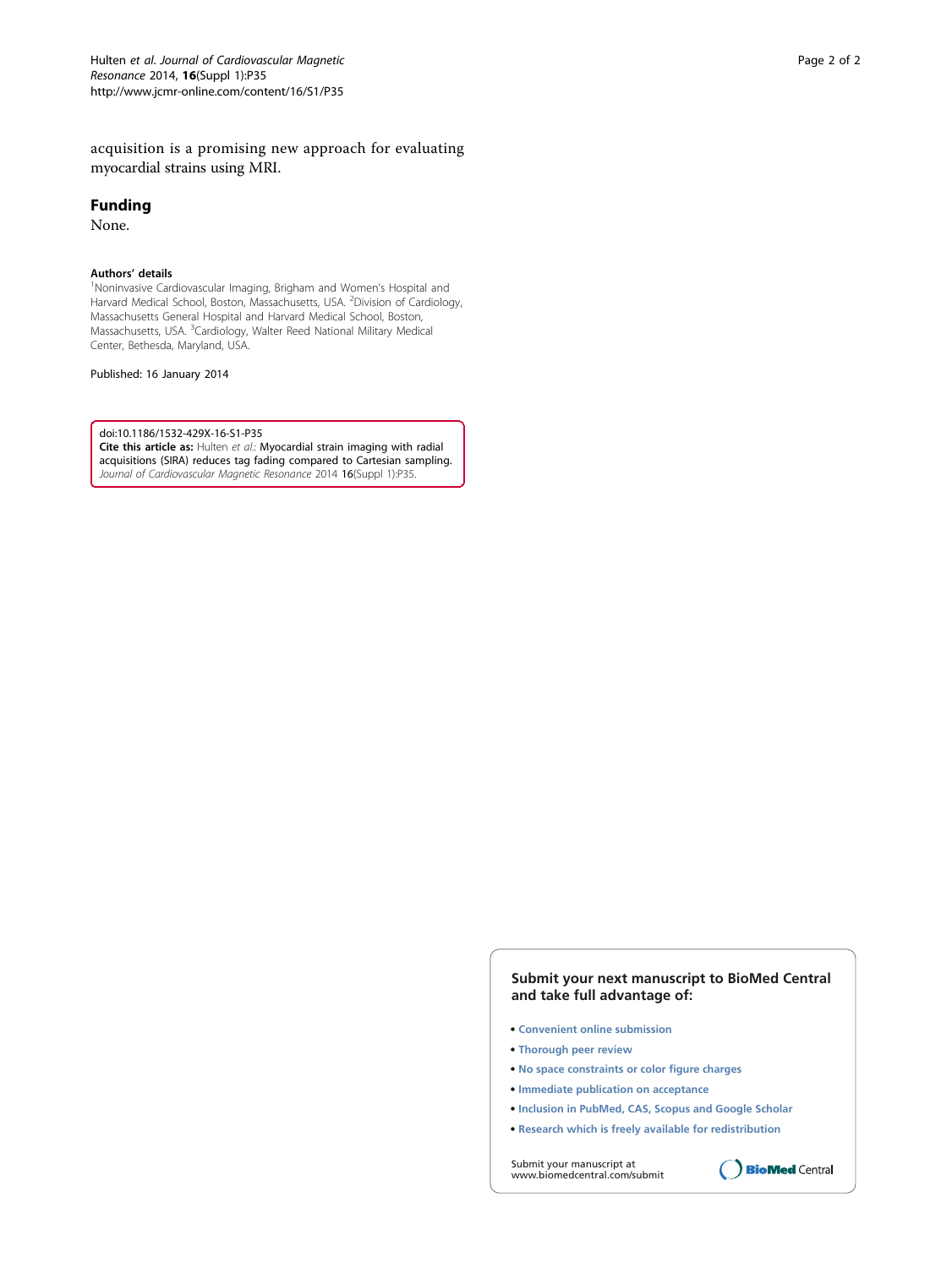acquisition is a promising new approach for evaluating myocardial strains using MRI.

## Funding

None.

#### Authors' details

[1]Noninvasive Cardiovascular Imaging, Brigham and Women's Hospital and Harvard Medical School, Boston, Massachusetts, USA. [2]Division of Cardiology, Massachusetts General Hospital and Harvard Medical School, Boston, Massachusetts, USA. [3]Cardiology, Walter Reed National Military Medical Center, Bethesda, Maryland, USA.

Published: 16 January 2014

doi:10.1186/1532-429X-16-S1-P35
**Cite this article as:** Hulten *et al.*: Myocardial strain imaging with radial acquisitions (SIRA) reduces tag fading compared to Cartesian sampling. *Journal of Cardiovascular Magnetic Resonance* 2014 **16**(Suppl 1):P35.

**Submit your next manuscript to BioMed Central and take full advantage of:**

- **Convenient online submission**
- **Thorough peer review**
- **No space constraints or color figure charges**
- **Immediate publication on acceptance**
- **Inclusion in PubMed, CAS, Scopus and Google Scholar**
- **Research which is freely available for redistribution**

Submit your manuscript at
www.biomedcentral.com/submit

BioMed Central